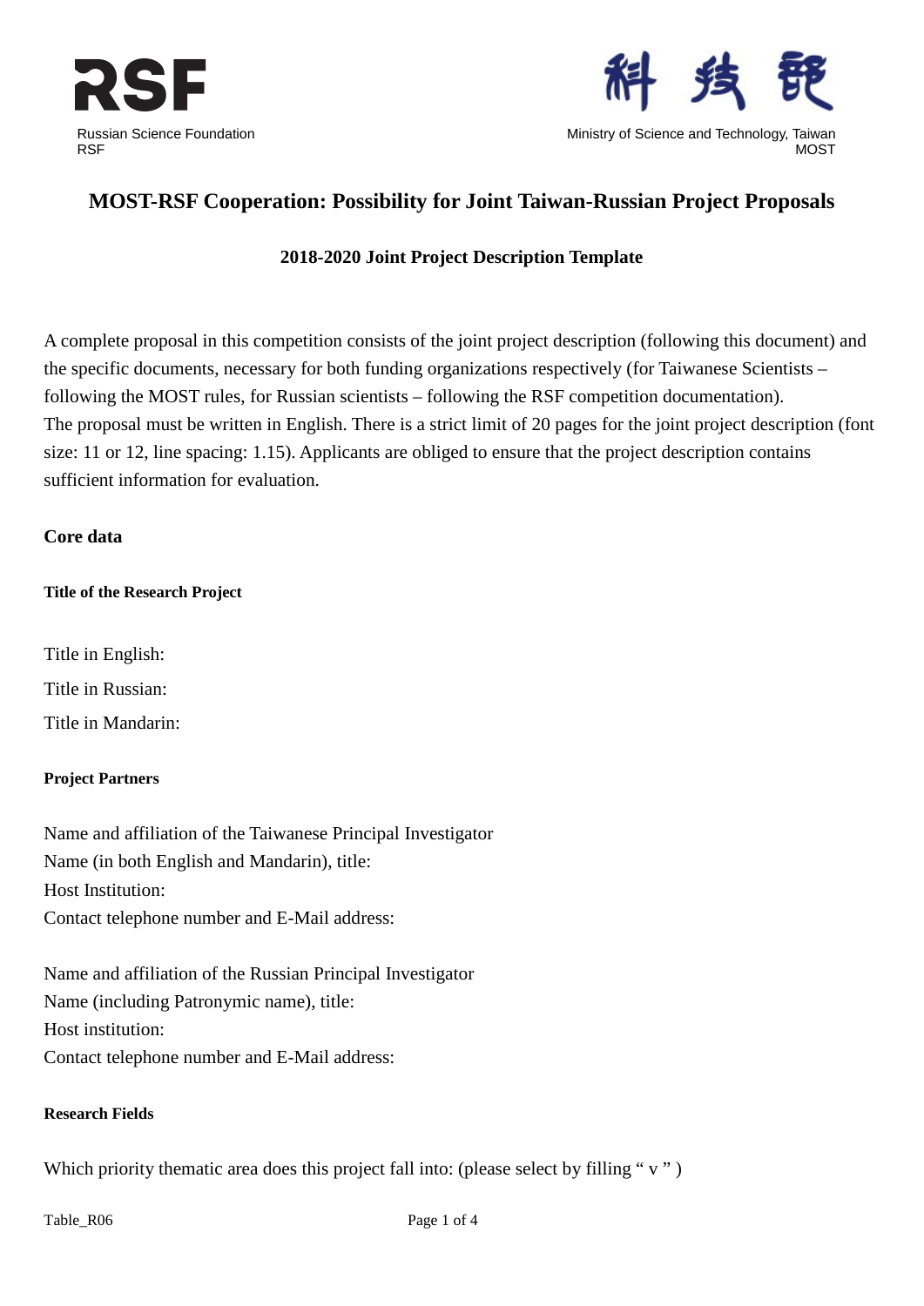RSF

Russian Science Foundation
RSF

科技部

Ministry of Science and Technology, Taiwan
MOST

# MOST-RSF Cooperation: Possibility for Joint Taiwan-Russian Project Proposals

## 2018-2020 Joint Project Description Template

A complete proposal in this competition consists of the joint project description (following this document) and the specific documents, necessary for both funding organizations respectively (for Taiwanese Scientists – following the MOST rules, for Russian scientists – following the RSF competition documentation).
The proposal must be written in English. There is a strict limit of 20 pages for the joint project description (font size: 11 or 12, line spacing: 1.15). Applicants are obliged to ensure that the project description contains sufficient information for evaluation.

## Core data

### Title of the Research Project

Title in English:

Title in Russian:

Title in Mandarin:

### Project Partners

Name and affiliation of the Taiwanese Principal Investigator
Name (in both English and Mandarin), title:
Host Institution:
Contact telephone number and E-Mail address:

Name and affiliation of the Russian Principal Investigator
Name (including Patronymic name), title:
Host institution:
Contact telephone number and E-Mail address:

### Research Fields

Which priority thematic area does this project fall into: (please select by filling " v " )

Table_R06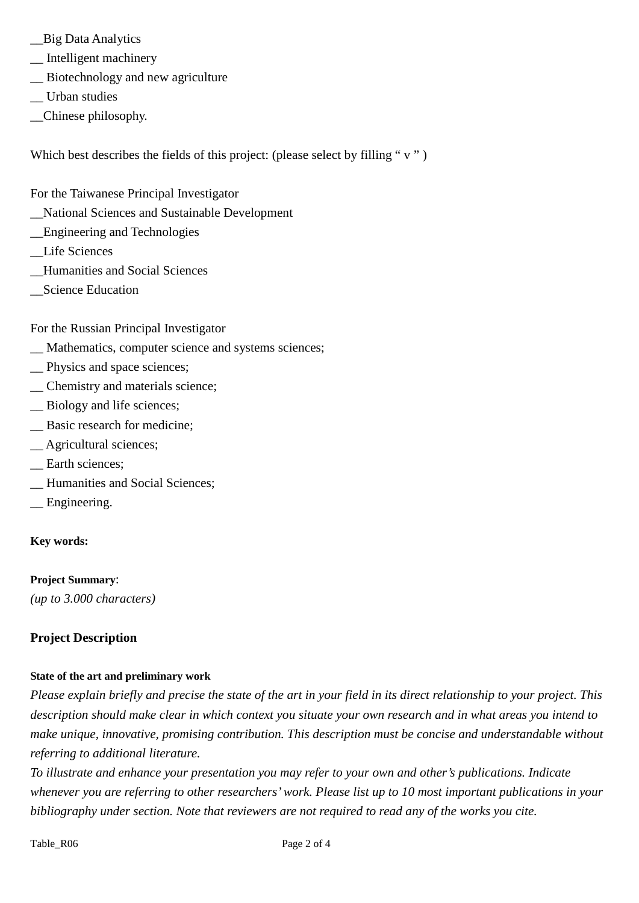__Big Data Analytics
__ Intelligent machinery
__ Biotechnology and new agriculture
__ Urban studies
__Chinese philosophy.

Which best describes the fields of this project: (please select by filling " v " )

For the Taiwanese Principal Investigator
__National Sciences and Sustainable Development
__Engineering and Technologies
__Life Sciences
__Humanities and Social Sciences
__Science Education

For the Russian Principal Investigator
__ Mathematics, computer science and systems sciences;
__ Physics and space sciences;
__ Chemistry and materials science;
__ Biology and life sciences;
__ Basic research for medicine;
__ Agricultural sciences;
__ Earth sciences;
__ Humanities and Social Sciences;
__ Engineering.

**Key words:**

**Project Summary**:
*(up to 3.000 characters)*

## Project Description

#### State of the art and preliminary work

*Please explain briefly and precise the state of the art in your field in its direct relationship to your project. This description should make clear in which context you situate your own research and in what areas you intend to make unique, innovative, promising contribution. This description must be concise and understandable without referring to additional literature.*
*To illustrate and enhance your presentation you may refer to your own and other's publications. Indicate whenever you are referring to other researchers' work. Please list up to 10 most important publications in your bibliography under section. Note that reviewers are not required to read any of the works you cite.*

Table_R06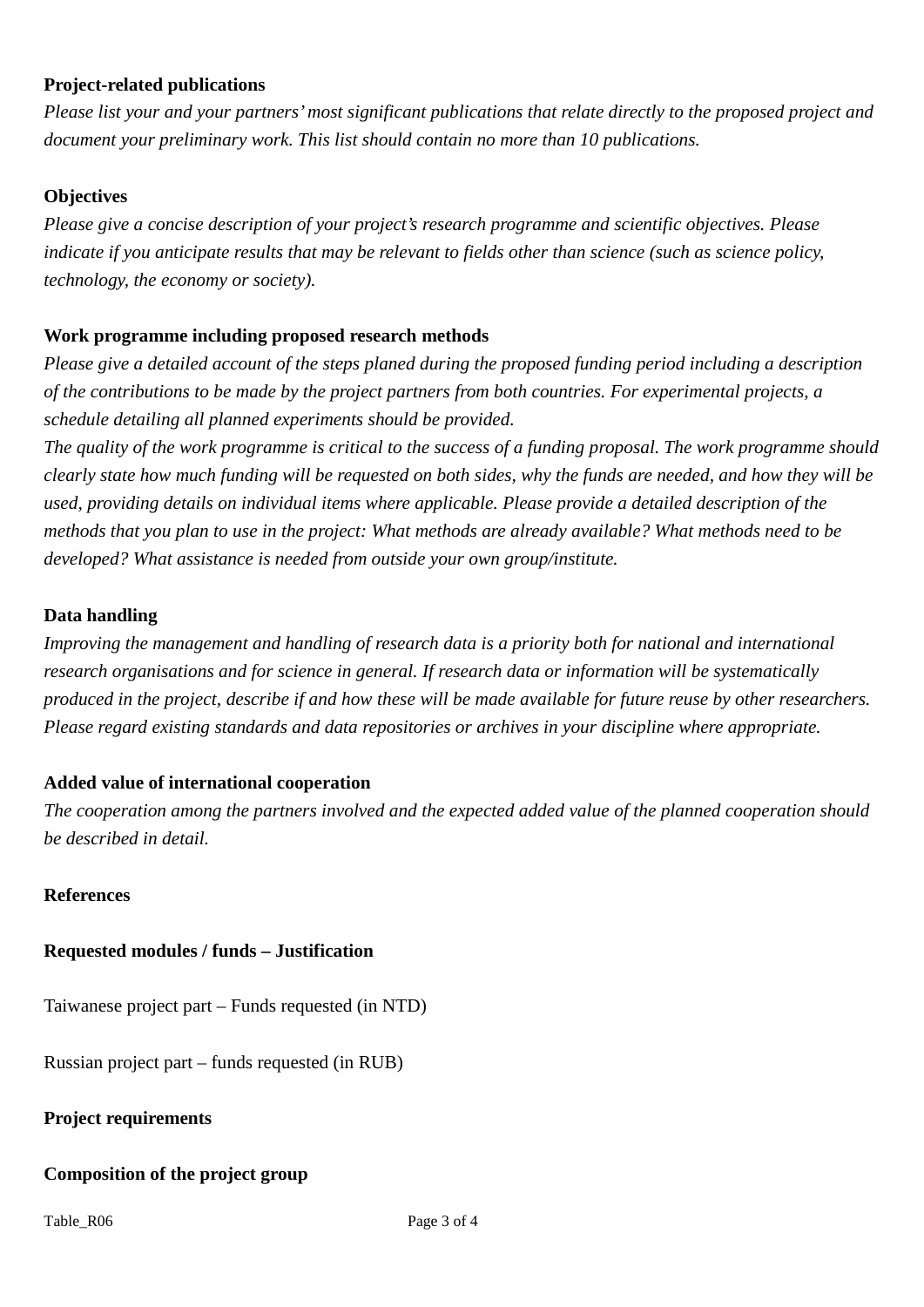**Project-related publications**

*Please list your and your partners' most significant publications that relate directly to the proposed project and document your preliminary work. This list should contain no more than 10 publications.*

**Objectives**

*Please give a concise description of your project's research programme and scientific objectives. Please indicate if you anticipate results that may be relevant to fields other than science (such as science policy, technology, the economy or society).*

**Work programme including proposed research methods**

*Please give a detailed account of the steps planed during the proposed funding period including a description of the contributions to be made by the project partners from both countries. For experimental projects, a schedule detailing all planned experiments should be provided.*
*The quality of the work programme is critical to the success of a funding proposal. The work programme should clearly state how much funding will be requested on both sides, why the funds are needed, and how they will be used, providing details on individual items where applicable. Please provide a detailed description of the methods that you plan to use in the project: What methods are already available? What methods need to be developed? What assistance is needed from outside your own group/institute.*

**Data handling**

*Improving the management and handling of research data is a priority both for national and international research organisations and for science in general. If research data or information will be systematically produced in the project, describe if and how these will be made available for future reuse by other researchers. Please regard existing standards and data repositories or archives in your discipline where appropriate.*

**Added value of international cooperation**

*The cooperation among the partners involved and the expected added value of the planned cooperation should be described in detail.*

**References**

**Requested modules / funds – Justification**

Taiwanese project part – Funds requested (in NTD)

Russian project part – funds requested (in RUB)

**Project requirements**

**Composition of the project group**

Table_R06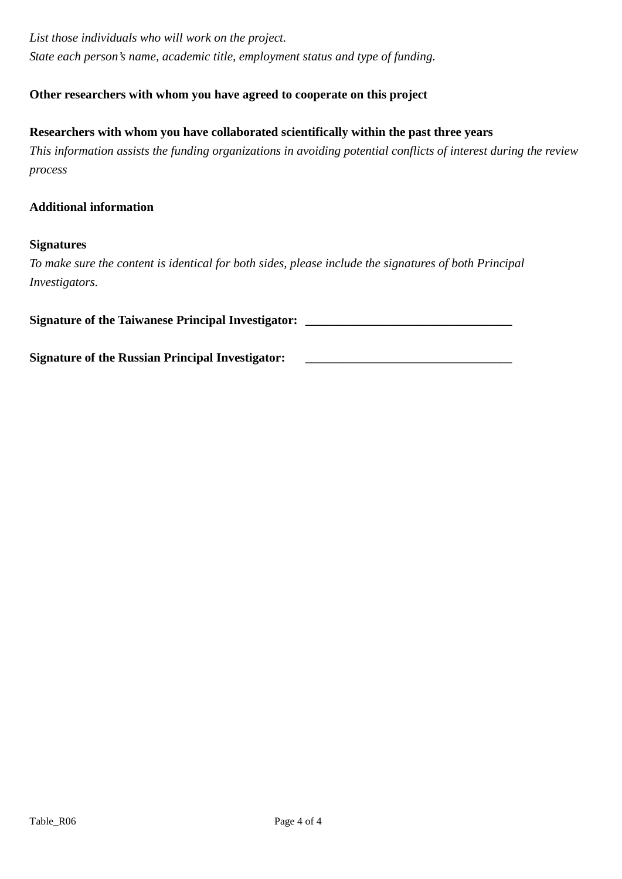*List those individuals who will work on the project.*
*State each person's name, academic title, employment status and type of funding.*

**Other researchers with whom you have agreed to cooperate on this project**

**Researchers with whom you have collaborated scientifically within the past three years**
*This information assists the funding organizations in avoiding potential conflicts of interest during the review process*

**Additional information**

**Signatures**
*To make sure the content is identical for both sides, please include the signatures of both Principal Investigators.*

**Signature of the Taiwanese Principal Investigator: ________________________________**

**Signature of the Russian Principal Investigator: ________________________________**

Table_R06